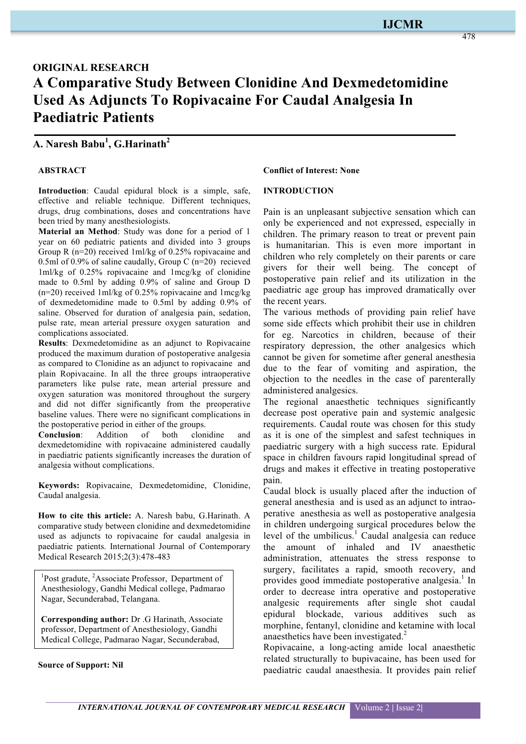ORIGINAL RESEARCH

# A Comparative Study Between Clonidine And Dexmedetomidine Used As Adjuncts To Ropivacaine For Caudal Analgesia In Paediatric Patients

**A. Naresh Babu[1], G.Harinath[2]**

## ABSTRACT

**Introduction**: Caudal epidural block is a simple, safe, effective and reliable technique. Different techniques, drugs, drug combinations, doses and concentrations have been tried by many anesthesiologists.

**Material an Method**: Study was done for a period of 1 year on 60 pediatric patients and divided into 3 groups Group R (n=20) received 1ml/kg of 0.25% ropivacaine and 0.5ml of 0.9% of saline caudally, Group C (n=20) recieved 1ml/kg of 0.25% ropivacaine and 1mcg/kg of clonidine made to 0.5ml by adding 0.9% of saline and Group D (n=20) received 1ml/kg of 0.25% ropivacaine and 1mcg/kg of dexmedetomidine made to 0.5ml by adding 0.9% of saline. Observed for duration of analgesia pain, sedation, pulse rate, mean arterial pressure oxygen saturation and complications associated.

**Results**: Dexmedetomidine as an adjunct to Ropivacaine produced the maximum duration of postoperative analgesia as compared to Clonidine as an adjunct to ropivacaine and plain Ropivacaine. In all the three groups intraoperative parameters like pulse rate, mean arterial pressure and oxygen saturation was monitored throughout the surgery and did not differ significantly from the preoperative baseline values. There were no significant complications in the postoperative period in either of the groups.

**Conclusion**: Addition of both clonidine and dexmedetomidine with ropivacaine administered caudally in paediatric patients significantly increases the duration of analgesia without complications.

**Keywords:** Ropivacaine, Dexmedetomidine, Clonidine, Caudal analgesia.

**How to cite this article:** A. Naresh babu, G.Harinath. A comparative study between clonidine and dexmedetomidine used as adjuncts to ropivacaine for caudal analgesia in paediatric patients. International Journal of Contemporary Medical Research 2015;2(3):478-483

[1]Post gradute, [2]Associate Professor, Department of Anesthesiology, Gandhi Medical college, Padmarao Nagar, Secunderabad, Telangana.

**Corresponding author:** Dr .G Harinath, Associate professor, Department of Anesthesiology, Gandhi Medical College, Padmarao Nagar, Secunderabad,

**Source of Support: Nil**

**Conflict of Interest: None**

## INTRODUCTION

Pain is an unpleasant subjective sensation which can only be experienced and not expressed, especially in children. The primary reason to treat or prevent pain is humanitarian. This is even more important in children who rely completely on their parents or care givers for their well being. The concept of postoperative pain relief and its utilization in the paediatric age group has improved dramatically over the recent years.

The various methods of providing pain relief have some side effects which prohibit their use in children for eg. Narcotics in children, because of their respiratory depression, the other analgesics which cannot be given for sometime after general anesthesia due to the fear of vomiting and aspiration, the objection to the needles in the case of parenterally administered analgesics.

The regional anaesthetic techniques significantly decrease post operative pain and systemic analgesic requirements. Caudal route was chosen for this study as it is one of the simplest and safest techniques in paediatric surgery with a high success rate. Epidural space in children favours rapid longitudinal spread of drugs and makes it effective in treating postoperative pain.

Caudal block is usually placed after the induction of general anesthesia and is used as an adjunct to intraoperative anesthesia as well as postoperative analgesia in children undergoing surgical procedures below the level of the umbilicus.[1] Caudal analgesia can reduce the amount of inhaled and IV anaesthetic administration, attenuates the stress response to surgery, facilitates a rapid, smooth recovery, and provides good immediate postoperative analgesia.[1] In order to decrease intra operative and postoperative analgesic requirements after single shot caudal epidural blockade, various additives such as morphine, fentanyl, clonidine and ketamine with local anaesthetics have been investigated.[2]

Ropivacaine, a long-acting amide local anaesthetic related structurally to bupivacaine, has been used for paediatric caudal anaesthesia. It provides pain relief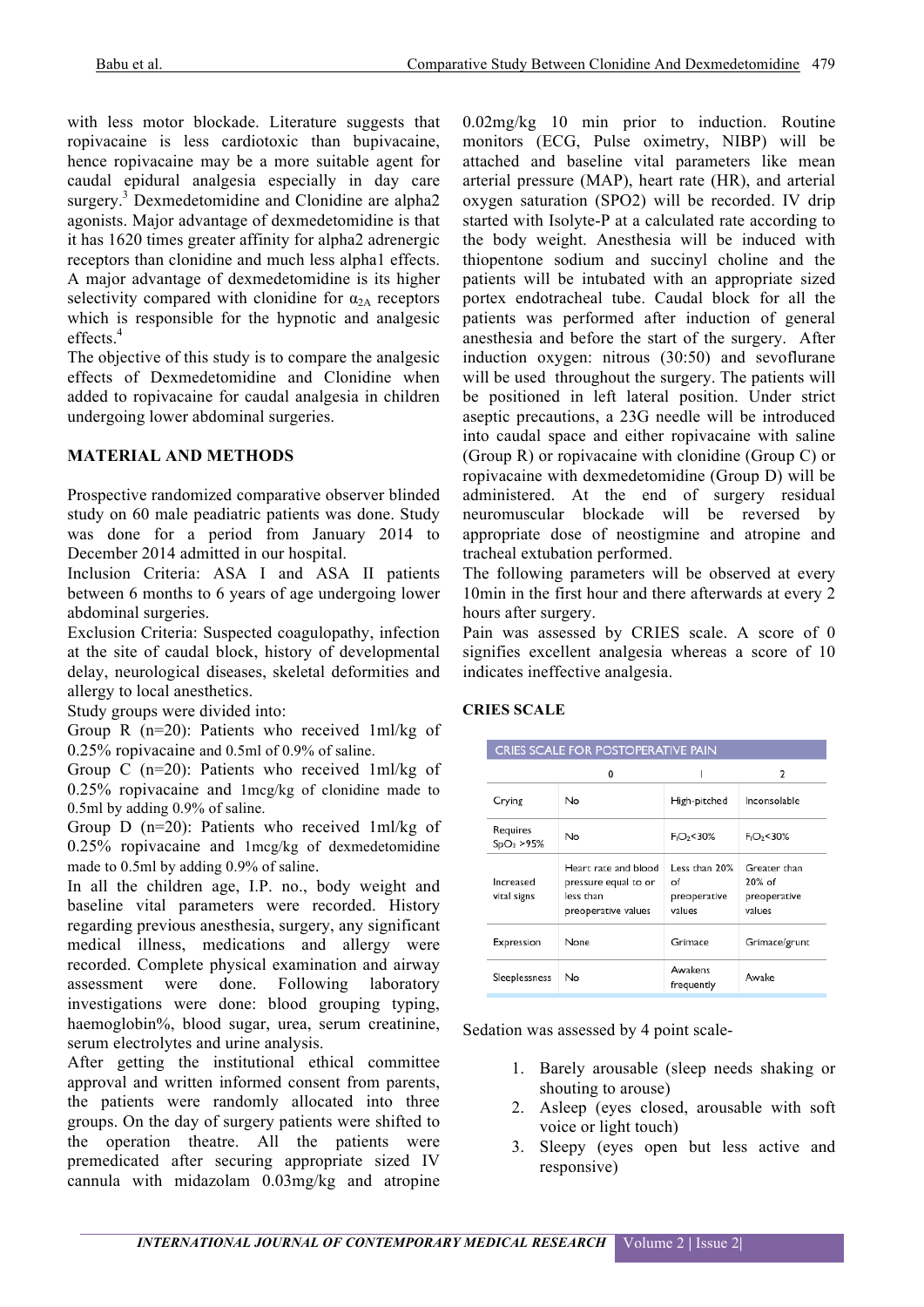with less motor blockade. Literature suggests that ropivacaine is less cardiotoxic than bupivacaine, hence ropivacaine may be a more suitable agent for caudal epidural analgesia especially in day care surgery.[3] Dexmedetomidine and Clonidine are alpha2 agonists. Major advantage of dexmedetomidine is that it has 1620 times greater affinity for alpha2 adrenergic receptors than clonidine and much less alpha1 effects. A major advantage of dexmedetomidine is its higher selectivity compared with clonidine for $\alpha_{2A}$ receptors which is responsible for the hypnotic and analgesic effects.[4]

The objective of this study is to compare the analgesic effects of Dexmedetomidine and Clonidine when added to ropivacaine for caudal analgesia in children undergoing lower abdominal surgeries.

## MATERIAL AND METHODS

Prospective randomized comparative observer blinded study on 60 male peadiatric patients was done. Study was done for a period from January 2014 to December 2014 admitted in our hospital.

Inclusion Criteria: ASA I and ASA II patients between 6 months to 6 years of age undergoing lower abdominal surgeries.

Exclusion Criteria: Suspected coagulopathy, infection at the site of caudal block, history of developmental delay, neurological diseases, skeletal deformities and allergy to local anesthetics.

Study groups were divided into:

Group R (n=20): Patients who received 1ml/kg of 0.25% ropivacaine and 0.5ml of 0.9% of saline.

Group C (n=20): Patients who received 1ml/kg of 0.25% ropivacaine and 1mcg/kg of clonidine made to 0.5ml by adding 0.9% of saline.

Group D (n=20): Patients who received 1ml/kg of 0.25% ropivacaine and 1mcg/kg of dexmedetomidine made to 0.5ml by adding 0.9% of saline.

In all the children age, I.P. no., body weight and baseline vital parameters were recorded. History regarding previous anesthesia, surgery, any significant medical illness, medications and allergy were recorded. Complete physical examination and airway assessment were done. Following laboratory investigations were done: blood grouping typing, haemoglobin%, blood sugar, urea, serum creatinine, serum electrolytes and urine analysis.

After getting the institutional ethical committee approval and written informed consent from parents, the patients were randomly allocated into three groups. On the day of surgery patients were shifted to the operation theatre. All the patients were premedicated after securing appropriate sized IV cannula with midazolam 0.03mg/kg and atropine 0.02mg/kg 10 min prior to induction. Routine monitors (ECG, Pulse oximetry, NIBP) will be attached and baseline vital parameters like mean arterial pressure (MAP), heart rate (HR), and arterial oxygen saturation (SPO2) will be recorded. IV drip started with Isolyte-P at a calculated rate according to the body weight. Anesthesia will be induced with thiopentone sodium and succinyl choline and the patients will be intubated with an appropriate sized portex endotracheal tube. Caudal block for all the patients was performed after induction of general anesthesia and before the start of the surgery. After induction oxygen: nitrous (30:50) and sevoflurane will be used throughout the surgery. The patients will be positioned in left lateral position. Under strict aseptic precautions, a 23G needle will be introduced into caudal space and either ropivacaine with saline (Group R) or ropivacaine with clonidine (Group C) or ropivacaine with dexmedetomidine (Group D) will be administered. At the end of surgery residual neuromuscular blockade will be reversed by appropriate dose of neostigmine and atropine and tracheal extubation performed.

The following parameters will be observed at every 10min in the first hour and there afterwards at every 2 hours after surgery.

Pain was assessed by CRIES scale. A score of 0 signifies excellent analgesia whereas a score of 10 indicates ineffective analgesia.

**CRIES SCALE**

| CRIES SCALE FOR POSTOPERATIVE PAIN | | | |
|---|---|---|---|
| | 0 | 1 | 2 |
| Crying | No | High-pitched | Inconsolable |
| Requires $SpO_2$ >95% | No | $F_iO_2$<30% | $F_iO_2$<30% |
| Increased vital signs | Heart rate and blood pressure equal to or less than preoperative values | Less than 20% of preoperative values | Greater than 20% of preoperative values |
| Expression | None | Grimace | Grimace/grunt |
| Sleeplessness | No | Awakens frequently | Awake |

Sedation was assessed by 4 point scale-

1. Barely arousable (sleep needs shaking or shouting to arouse)
2. Asleep (eyes closed, arousable with soft voice or light touch)
3. Sleepy (eyes open but less active and responsive)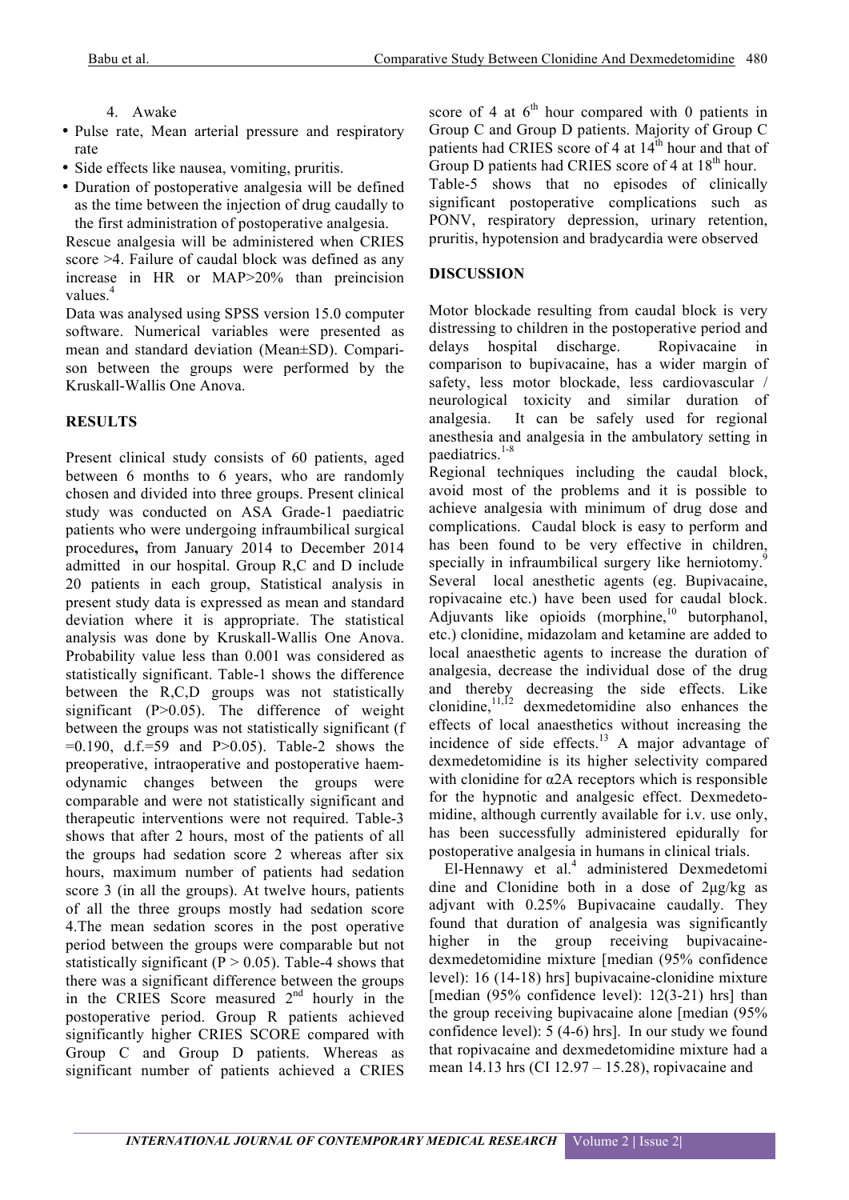4. Awake

- Pulse rate, Mean arterial pressure and respiratory rate
- Side effects like nausea, vomiting, pruritis.
- Duration of postoperative analgesia will be defined as the time between the injection of drug caudally to the first administration of postoperative analgesia.

Rescue analgesia will be administered when CRIES score >4. Failure of caudal block was defined as any increase in HR or MAP>20% than preincision values.[4]

Data was analysed using SPSS version 15.0 computer software. Numerical variables were presented as mean and standard deviation (Mean±SD). Comparison between the groups were performed by the Kruskall-Wallis One Anova.

## RESULTS

Present clinical study consists of 60 patients, aged between 6 months to 6 years, who are randomly chosen and divided into three groups. Present clinical study was conducted on ASA Grade-1 paediatric patients who were undergoing infraumbilical surgical procedures**,** from January 2014 to December 2014 admitted in our hospital. Group R,C and D include 20 patients in each group, Statistical analysis in present study data is expressed as mean and standard deviation where it is appropriate. The statistical analysis was done by Kruskall-Wallis One Anova. Probability value less than 0.001 was considered as statistically significant. Table-1 shows the difference between the R,C,D groups was not statistically significant (P>0.05). The difference of weight between the groups was not statistically significant (f =0.190, d.f.=59 and P>0.05). Table-2 shows the preoperative, intraoperative and postoperative haemodynamic changes between the groups were comparable and were not statistically significant and therapeutic interventions were not required. Table-3 shows that after 2 hours, most of the patients of all the groups had sedation score 2 whereas after six hours, maximum number of patients had sedation score 3 (in all the groups). At twelve hours, patients of all the three groups mostly had sedation score 4.The mean sedation scores in the post operative period between the groups were comparable but not statistically significant (P > 0.05). Table-4 shows that there was a significant difference between the groups in the CRIES Score measured 2[nd] hourly in the postoperative period. Group R patients achieved significantly higher CRIES SCORE compared with Group C and Group D patients. Whereas as significant number of patients achieved a CRIES score of 4 at 6[th] hour compared with 0 patients in Group C and Group D patients. Majority of Group C patients had CRIES score of 4 at 14[th] hour and that of Group D patients had CRIES score of 4 at 18[th] hour.

Table-5 shows that no episodes of clinically significant postoperative complications such as PONV, respiratory depression, urinary retention, pruritis, hypotension and bradycardia were observed

## DISCUSSION

Motor blockade resulting from caudal block is very distressing to children in the postoperative period and delays hospital discharge. Ropivacaine in comparison to bupivacaine, has a wider margin of safety, less motor blockade, less cardiovascular / neurological toxicity and similar duration of analgesia. It can be safely used for regional anesthesia and analgesia in the ambulatory setting in paediatrics.[1-8]

Regional techniques including the caudal block, avoid most of the problems and it is possible to achieve analgesia with minimum of drug dose and complications. Caudal block is easy to perform and has been found to be very effective in children, specially in infraumbilical surgery like herniotomy.[9] Several local anesthetic agents (eg. Bupivacaine, ropivacaine etc.) have been used for caudal block. Adjuvants like opioids (morphine,[10] butorphanol, etc.) clonidine, midazolam and ketamine are added to local anaesthetic agents to increase the duration of analgesia, decrease the individual dose of the drug and thereby decreasing the side effects. Like clonidine,[11,12] dexmedetomidine also enhances the effects of local anaesthetics without increasing the incidence of side effects.[13] A major advantage of dexmedetomidine is its higher selectivity compared with clonidine for α2A receptors which is responsible for the hypnotic and analgesic effect. Dexmedetomidine, although currently available for i.v. use only, has been successfully administered epidurally for postoperative analgesia in humans in clinical trials.

El-Hennawy et al.[4] administered Dexmedetomidine and Clonidine both in a dose of 2μg/kg as adjvant with 0.25% Bupivacaine caudally. They found that duration of analgesia was significantly higher in the group receiving bupivacaine-dexmedetomidine mixture [median (95% confidence level): 16 (14-18) hrs] bupivacaine-clonidine mixture [median (95% confidence level): 12(3-21) hrs] than the group receiving bupivacaine alone [median (95% confidence level): 5 (4-6) hrs]. In our study we found that ropivacaine and dexmedetomidine mixture had a mean 14.13 hrs (CI 12.97 – 15.28), ropivacaine and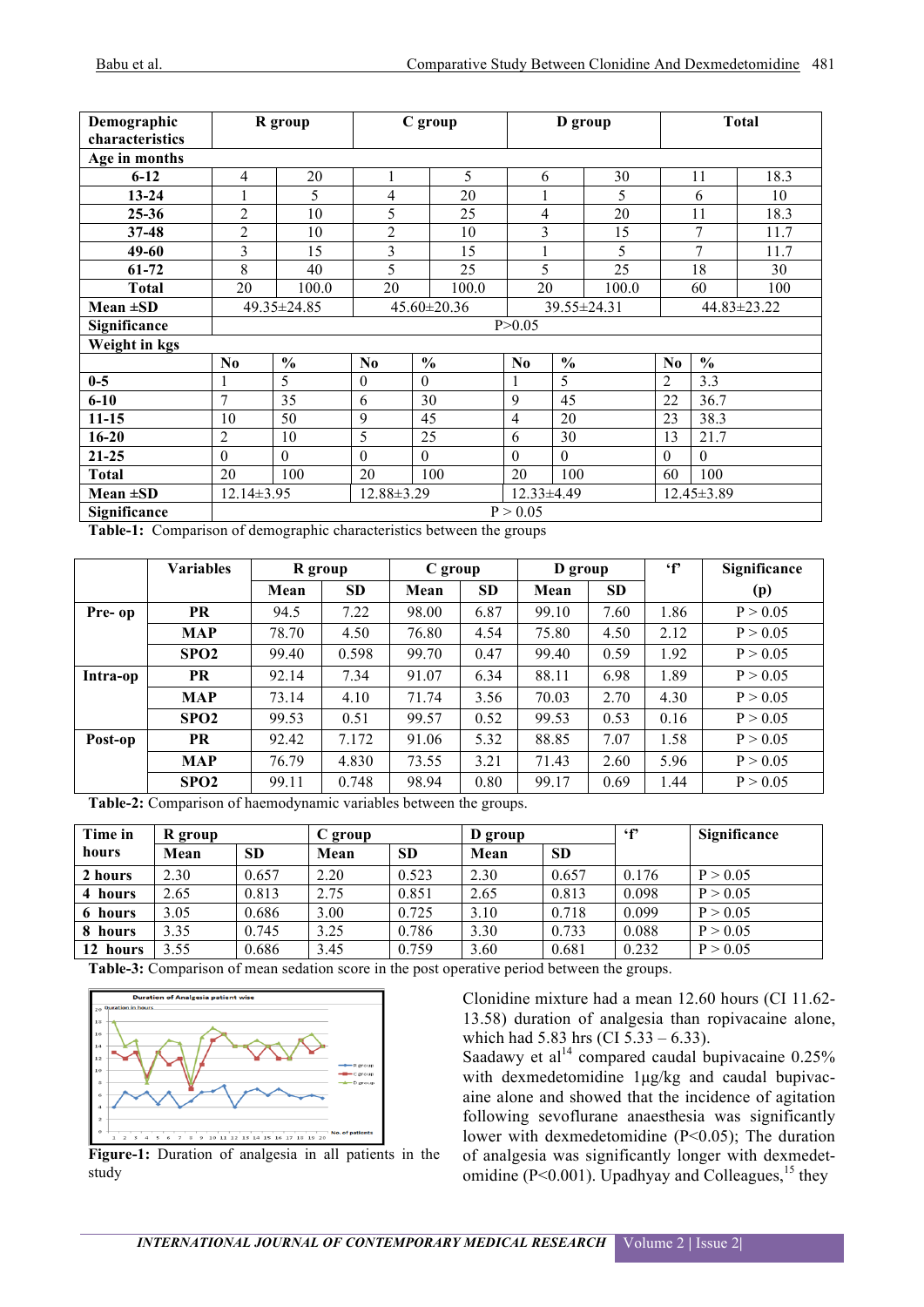| Demographic characteristics | R group | | C group | | D group | | Total | |
|---|---|---|---|---|---|---|---|---|
| **Age in months** | | | | | | | | |
| 6-12 | 4 | 20 | 1 | 5 | 6 | 30 | 11 | 18.3 |
| 13-24 | 1 | 5 | 4 | 20 | 1 | 5 | 6 | 10 |
| 25-36 | 2 | 10 | 5 | 25 | 4 | 20 | 11 | 18.3 |
| 37-48 | 2 | 10 | 2 | 10 | 3 | 15 | 7 | 11.7 |
| 49-60 | 3 | 15 | 3 | 15 | 1 | 5 | 7 | 11.7 |
| 61-72 | 8 | 40 | 5 | 25 | 5 | 25 | 18 | 30 |
| Total | 20 | 100.0 | 20 | 100.0 | 20 | 100.0 | 60 | 100 |
| Mean ±SD | 49.35±24.85 | | 45.60±20.36 | | 39.55±24.31 | | 44.83±23.22 | |
| Significance | P>0.05 | | | | | | | |
| **Weight in kgs** | | | | | | | | |
| | No | % | No | % | No | % | No | % |
| 0-5 | 1 | 5 | 0 | 0 | 1 | 5 | 2 | 3.3 |
| 6-10 | 7 | 35 | 6 | 30 | 9 | 45 | 22 | 36.7 |
| 11-15 | 10 | 50 | 9 | 45 | 4 | 20 | 23 | 38.3 |
| 16-20 | 2 | 10 | 5 | 25 | 6 | 30 | 13 | 21.7 |
| 21-25 | 0 | 0 | 0 | 0 | 0 | 0 | 0 | 0 |
| Total | 20 | 100 | 20 | 100 | 20 | 100 | 60 | 100 |
| Mean ±SD | 12.14±3.95 | | 12.88±3.29 | | 12.33±4.49 | | 12.45±3.89 | |
| Significance | P > 0.05 | | | | | | | |

**Table-1:** Comparison of demographic characteristics between the groups

| | Variables | R group | | C group | | D group | | 'f' | Significance (p) |
|---|---|---|---|---|---|---|---|---|---|
| | | Mean | SD | Mean | SD | Mean | SD | | |
| Pre- op | PR | 94.5 | 7.22 | 98.00 | 6.87 | 99.10 | 7.60 | 1.86 | P > 0.05 |
| | MAP | 78.70 | 4.50 | 76.80 | 4.54 | 75.80 | 4.50 | 2.12 | P > 0.05 |
| | SPO2 | 99.40 | 0.598 | 99.70 | 0.47 | 99.40 | 0.59 | 1.92 | P > 0.05 |
| Intra-op | PR | 92.14 | 7.34 | 91.07 | 6.34 | 88.11 | 6.98 | 1.89 | P > 0.05 |
| | MAP | 73.14 | 4.10 | 71.74 | 3.56 | 70.03 | 2.70 | 4.30 | P > 0.05 |
| | SPO2 | 99.53 | 0.51 | 99.57 | 0.52 | 99.53 | 0.53 | 0.16 | P > 0.05 |
| Post-op | PR | 92.42 | 7.172 | 91.06 | 5.32 | 88.85 | 7.07 | 1.58 | P > 0.05 |
| | MAP | 76.79 | 4.830 | 73.55 | 3.21 | 71.43 | 2.60 | 5.96 | P > 0.05 |
| | SPO2 | 99.11 | 0.748 | 98.94 | 0.80 | 99.17 | 0.69 | 1.44 | P > 0.05 |

**Table-2:** Comparison of haemodynamic variables between the groups.

| Time in hours | R group | | C group | | D group | | 'f' | Significance |
|---|---|---|---|---|---|---|---|---|
| | Mean | SD | Mean | SD | Mean | SD | | |
| 2 hours | 2.30 | 0.657 | 2.20 | 0.523 | 2.30 | 0.657 | 0.176 | P > 0.05 |
| 4 hours | 2.65 | 0.813 | 2.75 | 0.851 | 2.65 | 0.813 | 0.098 | P > 0.05 |
| 6 hours | 3.05 | 0.686 | 3.00 | 0.725 | 3.10 | 0.718 | 0.099 | P > 0.05 |
| 8 hours | 3.35 | 0.745 | 3.25 | 0.786 | 3.30 | 0.733 | 0.088 | P > 0.05 |
| 12 hours | 3.55 | 0.686 | 3.45 | 0.759 | 3.60 | 0.681 | 0.232 | P > 0.05 |

**Table-3:** Comparison of mean sedation score in the post operative period between the groups.

**Figure-1:** Duration of analgesia in all patients in the study

Clonidine mixture had a mean 12.60 hours (CI 11.62-13.58) duration of analgesia than ropivacaine alone, which had 5.83 hrs (CI 5.33 – 6.33).

Saadawy et al[14] compared caudal bupivacaine 0.25% with dexmedetomidine 1µg/kg and caudal bupivacaine alone and showed that the incidence of agitation following sevoflurane anaesthesia was significantly lower with dexmedetomidine (P<0.05); The duration of analgesia was significantly longer with dexmedetomidine (P<0.001). Upadhyay and Colleagues,[15] they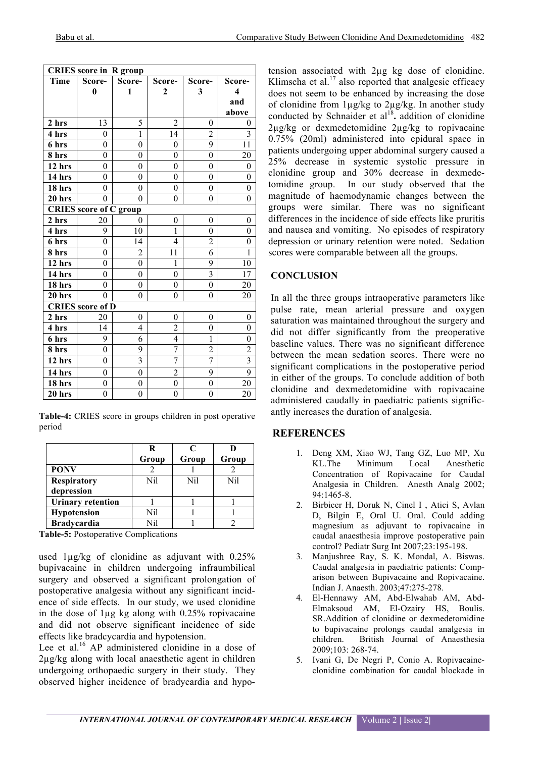| CRIES score in R group | | | | | |
|---|---|---|---|---|---|
| **Time** | **Score-0** | **Score-1** | **Score-2** | **Score-3** | **Score-4 and above** |
| **2 hrs** | 13 | 5 | 2 | 0 | 0 |
| **4 hrs** | 0 | 1 | 14 | 2 | 3 |
| **6 hrs** | 0 | 0 | 0 | 9 | 11 |
| **8 hrs** | 0 | 0 | 0 | 0 | 20 |
| **12 hrs** | 0 | 0 | 0 | 0 | 0 |
| **14 hrs** | 0 | 0 | 0 | 0 | 0 |
| **18 hrs** | 0 | 0 | 0 | 0 | 0 |
| **20 hrs** | 0 | 0 | 0 | 0 | 0 |
| **CRIES score of C group** | | | | | |
| **2 hrs** | 20 | 0 | 0 | 0 | 0 |
| **4 hrs** | 9 | 10 | 1 | 0 | 0 |
| **6 hrs** | 0 | 14 | 4 | 2 | 0 |
| **8 hrs** | 0 | 2 | 11 | 6 | 1 |
| **12 hrs** | 0 | 0 | 1 | 9 | 10 |
| **14 hrs** | 0 | 0 | 0 | 3 | 17 |
| **18 hrs** | 0 | 0 | 0 | 0 | 20 |
| **20 hrs** | 0 | 0 | 0 | 0 | 20 |
| **CRIES score of D** | | | | | |
| **2 hrs** | 20 | 0 | 0 | 0 | 0 |
| **4 hrs** | 14 | 4 | 2 | 0 | 0 |
| **6 hrs** | 9 | 6 | 4 | 1 | 0 |
| **8 hrs** | 0 | 9 | 7 | 2 | 2 |
| **12 hrs** | 0 | 3 | 7 | 7 | 3 |
| **14 hrs** | 0 | 0 | 2 | 9 | 9 |
| **18 hrs** | 0 | 0 | 0 | 0 | 20 |
| **20 hrs** | 0 | 0 | 0 | 0 | 20 |

**Table-4:** CRIES score in groups children in post operative period

| | R Group | C Group | D Group |
|---|---|---|---|
| **PONV** | 2 | 1 | 2 |
| **Respiratory depression** | Nil | Nil | Nil |
| **Urinary retention** | 1 | 1 | 1 |
| **Hypotension** | Nil | 1 | 1 |
| **Bradycardia** | Nil | 1 | 2 |

**Table-5:** Postoperative Complications

used 1µg/kg of clonidine as adjuvant with 0.25% bupivacaine in children undergoing infraumbilical surgery and observed a significant prolongation of postoperative analgesia without any significant incidence of side effects. In our study, we used clonidine in the dose of 1µg kg along with 0.25% ropivacaine and did not observe significant incidence of side effects like bradcycardia and hypotension.

Lee et al.[16] AP administered clonidine in a dose of 2µg/kg along with local anaesthetic agent in children undergoing orthopaedic surgery in their study. They observed higher incidence of bradycardia and hypotension associated with 2µg kg dose of clonidine. Klimscha et al.[17] also reported that analgesic efficacy does not seem to be enhanced by increasing the dose of clonidine from 1µg/kg to 2µg/kg. In another study conducted by Schnaider et al[18]**.** addition of clonidine 2µg/kg or dexmedetomidine 2µg/kg to ropivacaine 0.75% (20ml) administered into epidural space in patients undergoing upper abdominal surgery caused a 25% decrease in systemic systolic pressure in clonidine group and 30% decrease in dexmedetomidine group. In our study observed that the magnitude of haemodynamic changes between the groups were similar. There was no significant differences in the incidence of side effects like pruritis and nausea and vomiting. No episodes of respiratory depression or urinary retention were noted. Sedation scores were comparable between all the groups.

## CONCLUSION

In all the three groups intraoperative parameters like pulse rate, mean arterial pressure and oxygen saturation was maintained throughout the surgery and did not differ significantly from the preoperative baseline values. There was no significant difference between the mean sedation scores. There were no significant complications in the postoperative period in either of the groups. To conclude addition of both clonidine and dexmedetomidine with ropivacaine administered caudally in paediatric patients significantly increases the duration of analgesia.

## REFERENCES

1. Deng XM, Xiao WJ, Tang GZ, Luo MP, Xu KL.The Minimum Local Anesthetic Concentration of Ropivacaine for Caudal Analgesia in Children. Anesth Analg 2002; 94:1465-8.
2. Birbicer H, Doruk N, Cinel I , Atici S, Avlan D, Bilgin E, Oral U. Oral. Could adding magnesium as adjuvant to ropivacaine in caudal anaesthesia improve postoperative pain control? Pediatr Surg Int 2007;23:195-198.
3. Manjushree Ray, S. K. Mondal, A. Biswas. Caudal analgesia in paediatric patients: Comparison between Bupivacaine and Ropivacaine. Indian J. Anaesth. 2003;47:275-278.
4. El-Hennawy AM, Abd-Elwahab AM, Abd-Elmaksoud AM, El-Ozairy HS, Boulis. SR.Addition of clonidine or dexmedetomidine to bupivacaine prolongs caudal analgesia in children. British Journal of Anaesthesia 2009;103: 268-74.
5. Ivani G, De Negri P, Conio A. Ropivacaine-clonidine combination for caudal blockade in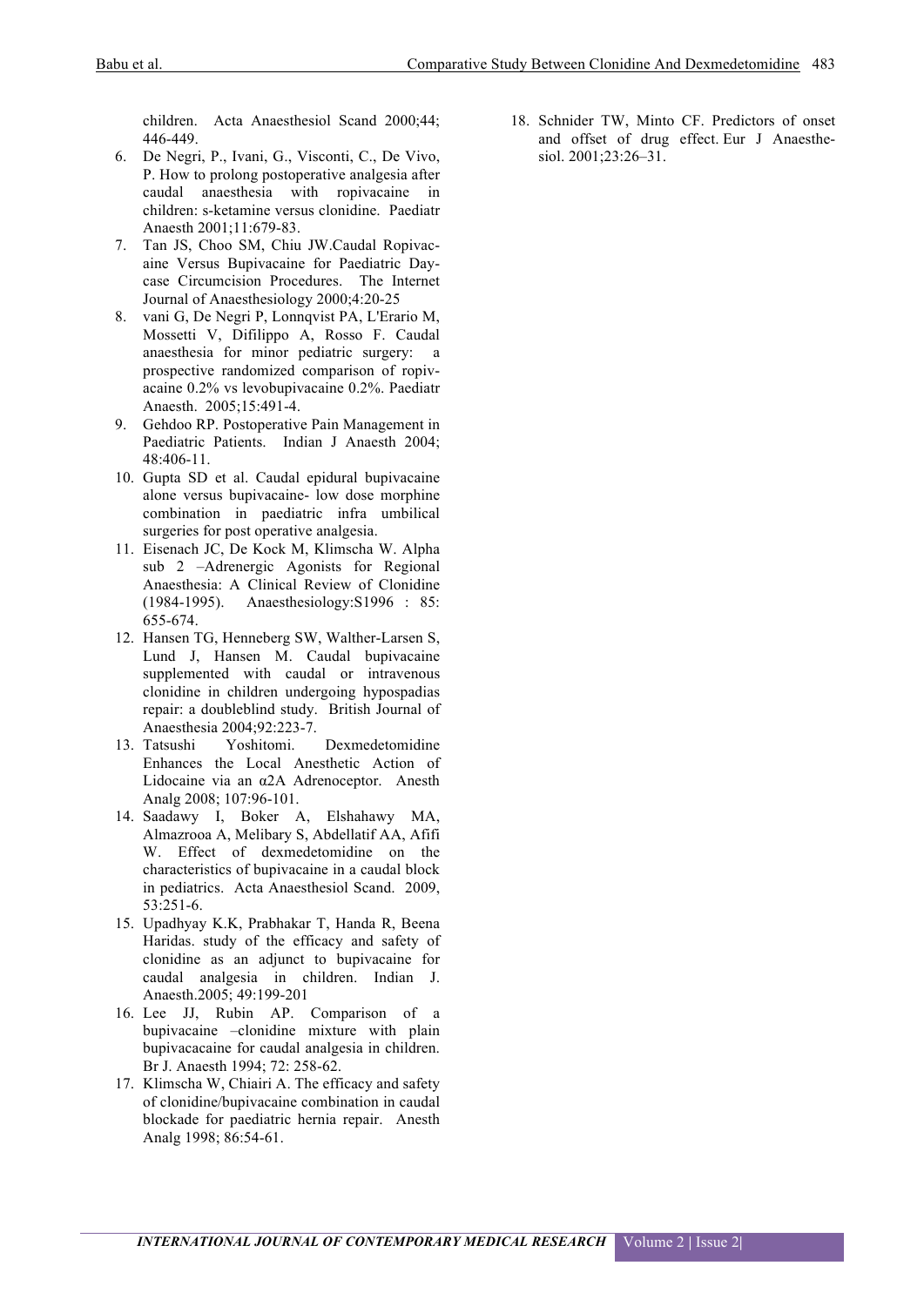children. Acta Anaesthesiol Scand 2000;44; 446-449.

6. De Negri, P., Ivani, G., Visconti, C., De Vivo, P. How to prolong postoperative analgesia after caudal anaesthesia with ropivacaine in children: s-ketamine versus clonidine. Paediatr Anaesth 2001;11:679-83.
7. Tan JS, Choo SM, Chiu JW.Caudal Ropivacaine Versus Bupivacaine for Paediatric Day-case Circumcision Procedures. The Internet Journal of Anaesthesiology 2000;4:20-25
8. vani G, De Negri P, Lonnqvist PA, L'Erario M, Mossetti V, Difilippo A, Rosso F. Caudal anaesthesia for minor pediatric surgery: a prospective randomized comparison of ropivacaine 0.2% vs levobupivacaine 0.2%. Paediatr Anaesth. 2005;15:491-4.
9. Gehdoo RP. Postoperative Pain Management in Paediatric Patients. Indian J Anaesth 2004; 48:406-11.
10. Gupta SD et al. Caudal epidural bupivacaine alone versus bupivacaine- low dose morphine combination in paediatric infra umbilical surgeries for post operative analgesia.
11. Eisenach JC, De Kock M, Klimscha W. Alpha sub 2 –Adrenergic Agonists for Regional Anaesthesia: A Clinical Review of Clonidine (1984-1995). Anaesthesiology:S1996 : 85: 655-674.
12. Hansen TG, Henneberg SW, Walther-Larsen S, Lund J, Hansen M. Caudal bupivacaine supplemented with caudal or intravenous clonidine in children undergoing hypospadias repair: a doubleblind study. British Journal of Anaesthesia 2004;92:223-7.
13. Tatsushi Yoshitomi. Dexmedetomidine Enhances the Local Anesthetic Action of Lidocaine via an α2A Adrenoceptor. Anesth Analg 2008; 107:96-101.
14. Saadawy I, Boker A, Elshahawy MA, Almazrooa A, Melibary S, Abdellatif AA, Afifi W. Effect of dexmedetomidine on the characteristics of bupivacaine in a caudal block in pediatrics. Acta Anaesthesiol Scand. 2009, 53:251-6.
15. Upadhyay K.K, Prabhakar T, Handa R, Beena Haridas. study of the efficacy and safety of clonidine as an adjunct to bupivacaine for caudal analgesia in children. Indian J. Anaesth.2005; 49:199-201
16. Lee JJ, Rubin AP. Comparison of a bupivacaine –clonidine mixture with plain bupivacacaine for caudal analgesia in children. Br J. Anaesth 1994; 72: 258-62.
17. Klimscha W, Chiairi A. The efficacy and safety of clonidine/bupivacaine combination in caudal blockade for paediatric hernia repair. Anesth Analg 1998; 86:54-61.
18. Schnider TW, Minto CF. Predictors of onset and offset of drug effect. Eur J Anaesthesiol. 2001;23:26–31.